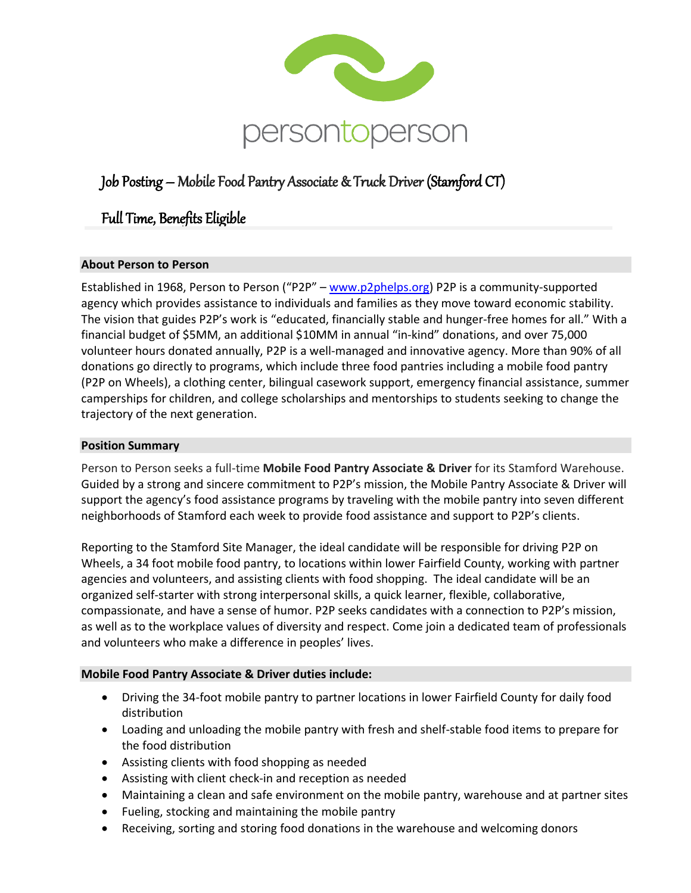persontoperson

# Job Posting – Mobile Food Pantry Associate & Truck Driver (Stamford CT)

## Full Time, Benefits Eligible

### About Person to Person

Established in 1968, Person to Person ("P2P" – [www.p2phelps.org](http://www.p2phelps.org)) P2P is a community-supported agency which provides assistance to individuals and families as they move toward economic stability. The vision that guides P2P's work is "educated, financially stable and hunger-free homes for all." With a financial budget of $5MM, an additional $10MM in annual "in-kind" donations, and over 75,000 volunteer hours donated annually, P2P is a well-managed and innovative agency. More than 90% of all donations go directly to programs, which include three food pantries including a mobile food pantry (P2P on Wheels), a clothing center, bilingual casework support, emergency financial assistance, summer camperships for children, and college scholarships and mentorships to students seeking to change the trajectory of the next generation.

### Position Summary

Person to Person seeks a full-time **Mobile Food Pantry Associate & Driver** for its Stamford Warehouse. Guided by a strong and sincere commitment to P2P's mission, the Mobile Pantry Associate & Driver will support the agency's food assistance programs by traveling with the mobile pantry into seven different neighborhoods of Stamford each week to provide food assistance and support to P2P's clients.

Reporting to the Stamford Site Manager, the ideal candidate will be responsible for driving P2P on Wheels, a 34 foot mobile food pantry, to locations within lower Fairfield County, working with partner agencies and volunteers, and assisting clients with food shopping. The ideal candidate will be an organized self-starter with strong interpersonal skills, a quick learner, flexible, collaborative, compassionate, and have a sense of humor. P2P seeks candidates with a connection to P2P's mission, as well as to the workplace values of diversity and respect. Come join a dedicated team of professionals and volunteers who make a difference in peoples' lives.

### Mobile Food Pantry Associate & Driver duties include:

- Driving the 34-foot mobile pantry to partner locations in lower Fairfield County for daily food distribution
- Loading and unloading the mobile pantry with fresh and shelf-stable food items to prepare for the food distribution
- Assisting clients with food shopping as needed
- Assisting with client check-in and reception as needed
- Maintaining a clean and safe environment on the mobile pantry, warehouse and at partner sites
- Fueling, stocking and maintaining the mobile pantry
- Receiving, sorting and storing food donations in the warehouse and welcoming donors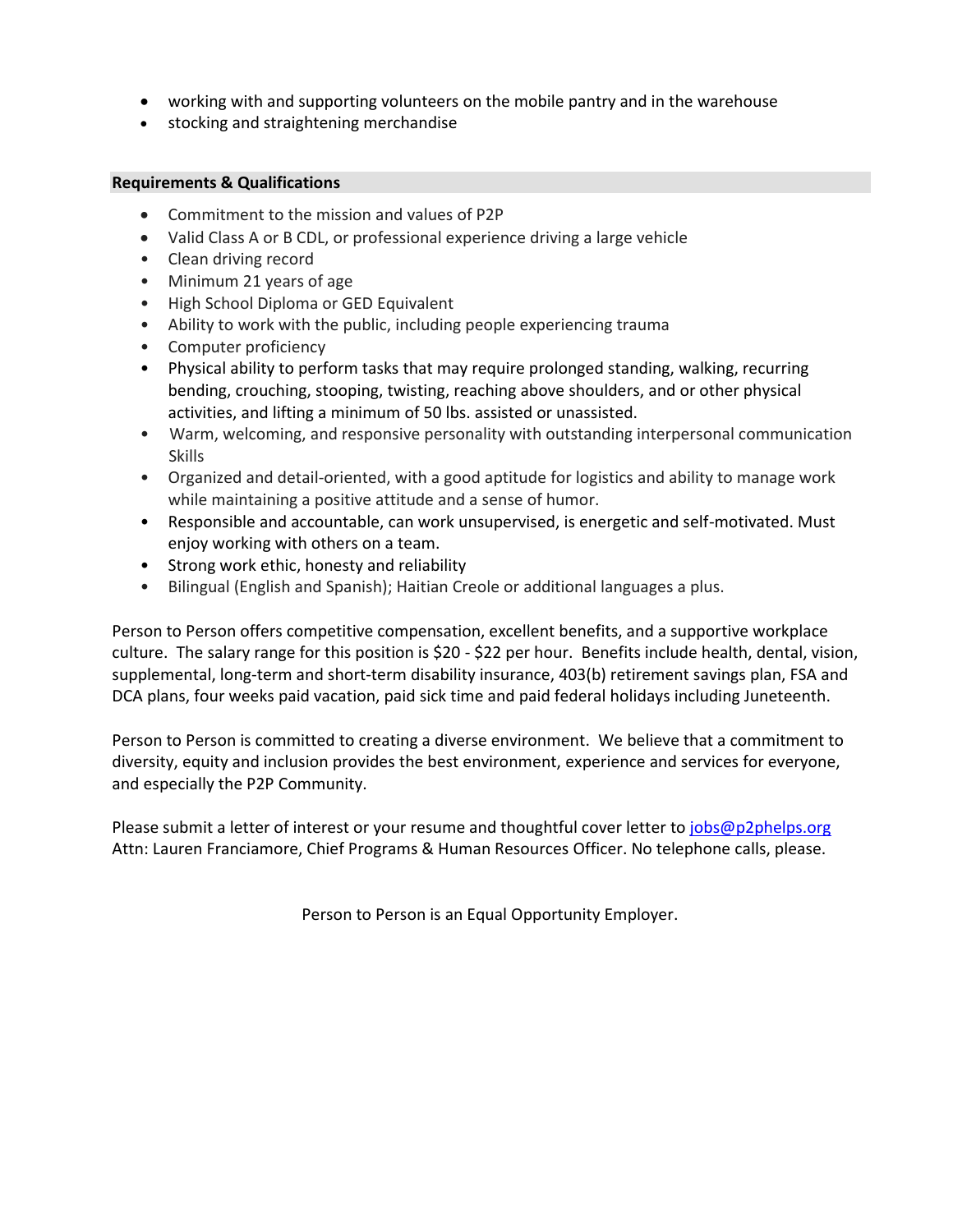- working with and supporting volunteers on the mobile pantry and in the warehouse
- stocking and straightening merchandise

## Requirements & Qualifications

- Commitment to the mission and values of P2P
- Valid Class A or B CDL, or professional experience driving a large vehicle
- Clean driving record
- Minimum 21 years of age
- High School Diploma or GED Equivalent
- Ability to work with the public, including people experiencing trauma
- Computer proficiency
- Physical ability to perform tasks that may require prolonged standing, walking, recurring bending, crouching, stooping, twisting, reaching above shoulders, and or other physical activities, and lifting a minimum of 50 lbs. assisted or unassisted.
- Warm, welcoming, and responsive personality with outstanding interpersonal communication Skills
- Organized and detail-oriented, with a good aptitude for logistics and ability to manage work while maintaining a positive attitude and a sense of humor.
- Responsible and accountable, can work unsupervised, is energetic and self-motivated. Must enjoy working with others on a team.
- Strong work ethic, honesty and reliability
- Bilingual (English and Spanish); Haitian Creole or additional languages a plus.

Person to Person offers competitive compensation, excellent benefits, and a supportive workplace culture. The salary range for this position is $20 - $22 per hour. Benefits include health, dental, vision, supplemental, long-term and short-term disability insurance, 403(b) retirement savings plan, FSA and DCA plans, four weeks paid vacation, paid sick time and paid federal holidays including Juneteenth.

Person to Person is committed to creating a diverse environment. We believe that a commitment to diversity, equity and inclusion provides the best environment, experience and services for everyone, and especially the P2P Community.

Please submit a letter of interest or your resume and thoughtful cover letter to jobs@p2phelps.org Attn: Lauren Franciamore, Chief Programs & Human Resources Officer. No telephone calls, please.

Person to Person is an Equal Opportunity Employer.